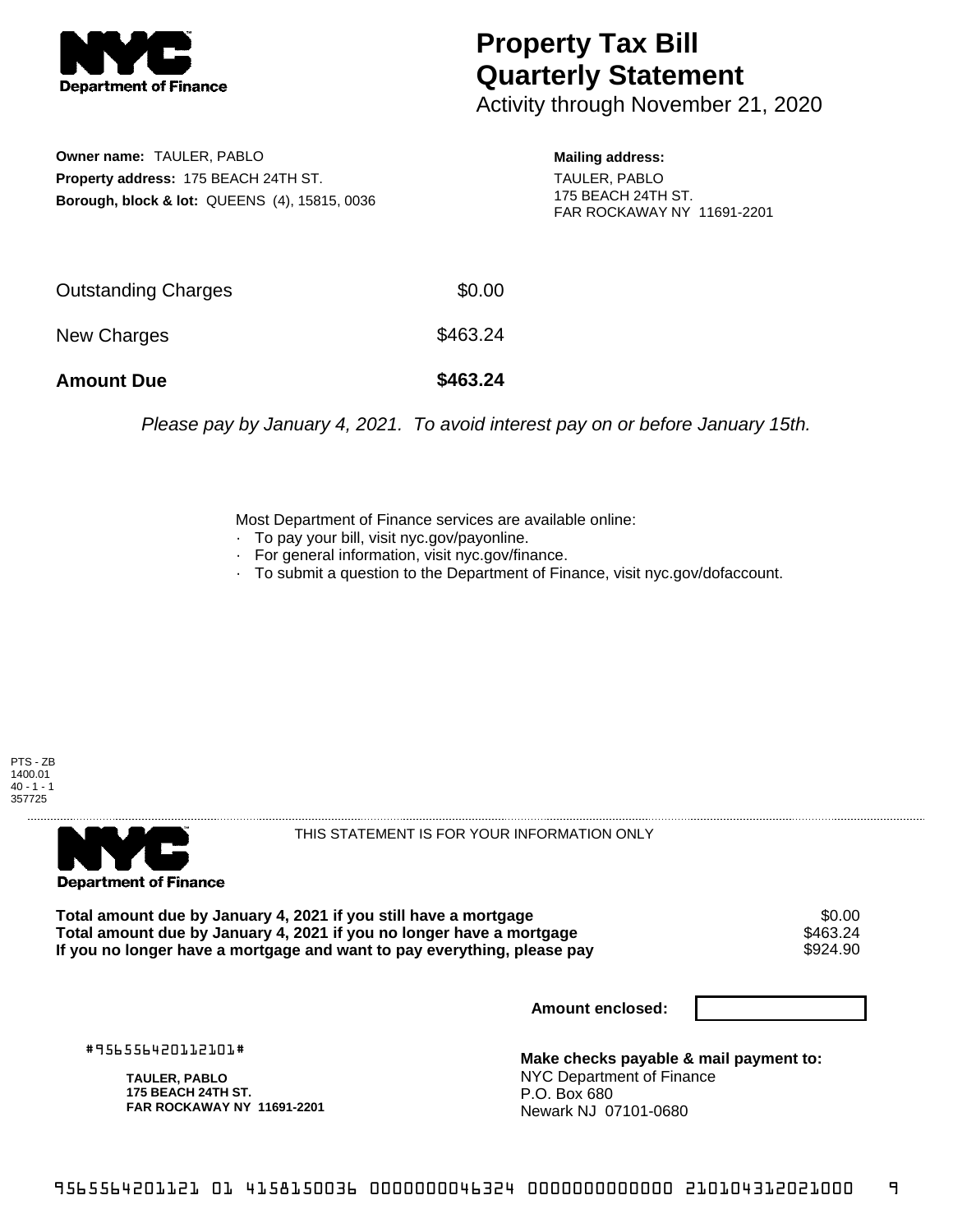# Property Tax Bill Quarterly Statement

Activity through November 21, 2020

**Owner name:** TAULER, PABLO
**Property address:** 175 BEACH 24TH ST.
**Borough, block & lot:** QUEENS (4), 15815, 0036

**Mailing address:**
TAULER, PABLO
175 BEACH 24TH ST.
FAR ROCKAWAY NY 11691-2201

| | |
|---|---|
| Outstanding Charges | $0.00 |
| New Charges | $463.24 |
| **Amount Due** | **$463.24** |

*Please pay by January 4, 2021. To avoid interest pay on or before January 15th.*

Most Department of Finance services are available online:
- To pay your bill, visit nyc.gov/payonline.
- For general information, visit nyc.gov/finance.
- To submit a question to the Department of Finance, visit nyc.gov/dofaccount.

PTS - ZB
1400.01
40 - 1 - 1
357725

THIS STATEMENT IS FOR YOUR INFORMATION ONLY

| | |
|---|---|
| **Total amount due by January 4, 2021 if you still have a mortgage** | $0.00 |
| **Total amount due by January 4, 2021 if you no longer have a mortgage** | $463.24 |
| **If you no longer have a mortgage and want to pay everything, please pay** | $924.90 |

**Amount enclosed:**

#956556420112101#

**TAULER, PABLO**
**175 BEACH 24TH ST.**
**FAR ROCKAWAY NY 11691-2201**

**Make checks payable & mail payment to:**
NYC Department of Finance
P.O. Box 680
Newark NJ 07101-0680

9565564201121 01 4158150036 0000000046324 0000000000000 210104312021000 9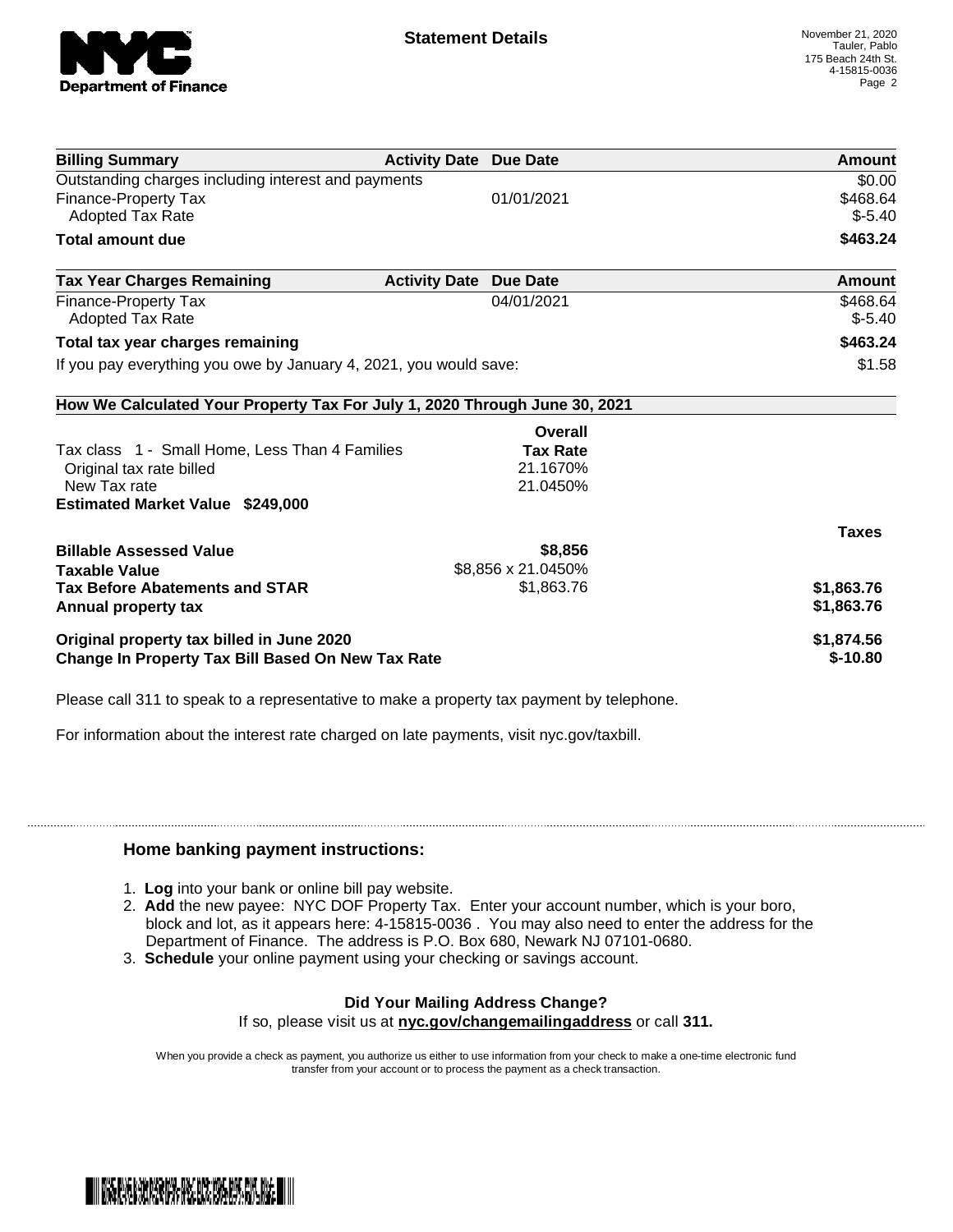# Statement Details

November 21, 2020
Tauler, Pablo
175 Beach 24th St.
4-15815-0036

| Billing Summary | Activity Date | Due Date | Amount |
|---|---|---|---|
| Outstanding charges including interest and payments | | | $0.00 |
| Finance-Property Tax | | 01/01/2021 | $468.64 |
| Adopted Tax Rate | | | $-5.40 |
| **Total amount due** | | | **$463.24** |

| Tax Year Charges Remaining | Activity Date | Due Date | Amount |
|---|---|---|---|
| Finance-Property Tax | | 04/01/2021 | $468.64 |
| Adopted Tax Rate | | | $-5.40 |
| **Total tax year charges remaining** | | | **$463.24** |
| If you pay everything you owe by January 4, 2021, you would save: | | | $1.58 |

## How We Calculated Your Property Tax For July 1, 2020 Through June 30, 2021

| | Overall Tax Rate | Taxes |
|---|---|---|
| Tax class 1 - Small Home, Less Than 4 Families | | |
| Original tax rate billed | 21.1670% | |
| New Tax rate | 21.0450% | |
| **Estimated Market Value $249,000** | | |
| **Billable Assessed Value** | **$8,856** | |
| **Taxable Value** | $8,856 x 21.0450% | |
| **Tax Before Abatements and STAR** | $1,863.76 | **$1,863.76** |
| **Annual property tax** | | **$1,863.76** |
| **Original property tax billed in June 2020** | | **$1,874.56** |
| **Change In Property Tax Bill Based On New Tax Rate** | | **$-10.80** |

Please call 311 to speak to a representative to make a property tax payment by telephone.

For information about the interest rate charged on late payments, visit nyc.gov/taxbill.

### Home banking payment instructions:

1. **Log** into your bank or online bill pay website.
2. **Add** the new payee: NYC DOF Property Tax. Enter your account number, which is your boro, block and lot, as it appears here: 4-15815-0036 . You may also need to enter the address for the Department of Finance. The address is P.O. Box 680, Newark NJ 07101-0680.
3. **Schedule** your online payment using your checking or savings account.

**Did Your Mailing Address Change?**
If so, please visit us at **nyc.gov/changemailingaddress** or call **311.**

When you provide a check as payment, you authorize us either to use information from your check to make a one-time electronic fund transfer from your account or to process the payment as a check transaction.